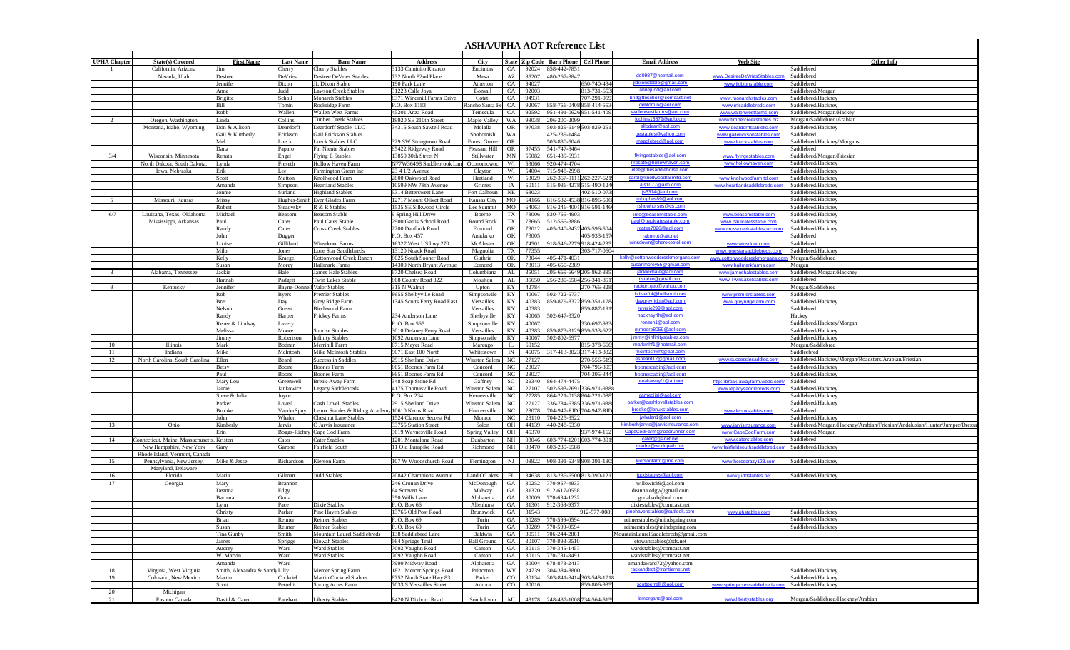# ASHA/UPHA AOT Reference List

| UPHA Chapter | State(s) Covered | First Name | Last Name | Barn Name | Address | City | State | Zip Code | Barn Phone | Cell Phone | Email Address | Web Site | Other Info |
|---|---|---|---|---|---|---|---|---|---|---|---|---|---|
| 1 | California, Arizona | Jim | Cherry | Cherry Stables | 3133 Caminito Ricardo | Encinitas | CA | 92024 | 858-442-7851 | | | | Saddlebred |
| | Nevada, Utah | Desiree | DeVries | Desiree DeVries Stables | 732 North 82nd Place | Mesa | AZ | 85207 | 480-267-8847 | | dd0987@hotmail.com | www.DesireeDeVriesStables.com | Saddlebred |
| | | Jennifer | Dixon | JL Dixon Stable | 190 Park Lane | Atherton | CA | 94027 | | 650-740-4341 | jldixonstable@gmail.com | www.jldixonstable.com | Saddlebred |
| | | Anne | Judd | Lawson Creek Stables | 31223 Calle Joya | Bonsall | CA | 92003 | | 813-731-6536 | annejudd@aol.com | | Saddlebred/Morgan |
| | | Brigitte | Scholl | Monarch Stables | 8371 Windmill Farms Drive | Cotati | CA | 94931 | | 707-291-0591 | bridgittescholl@comcast.net | www.monarchstables.com | Saddlebred/Hackney |
| | | Bill | Tomin | Rockridge Farm | P.O. Box 1183 | Rancho Santa Fe | CA | 92067 | 858-756-0408 | 858-414-5536 | debtomin@aol.com | www.rrfsaddlebreds.com | Saddlebred/Hackney |
| | | Robb | Wallen | Wallen West Farms | 45201 Anza Road | Temecula | CA | 92592 | 951-491-0626 | 951-541-4094 | wallenwestfarms@aol.com | www.wallenwestfarms.com | Saddlebred/Morgan/Hackey |
| 2 | Oregon, Washington | Linda | Collins | Timber Creek Stables | 19920 SE 210th Street | Maple Valley | WA | 98038 | 206-200-2099 | | lcollins13579@aol.com | www.timbercreekstables.biz | Morgan/Saddlebred/Arabian |
| | Montana, Idaho, Wyoming | Don & Allison | Deardorff | Deardorff Stable, LLC | 34315 South Sawtell Road | Molalla | OR | 97038 | 503-829-6149 | 503-829-2518 | alliodear@aol.com | www.deardorffstablellc.com | Saddlebred/Hackney |
| | | Gail & Kimberly | Erickson | Gail Erickson Stables | | Snohomish | WA | | 425-239-1484 | | gestables@yahoo.com | www.gailericksonstables.com | Saddlebred |
| | | Mel | Lueck | Lueck Stables LLC | 329 SW Stringtown Road | Forest Grove | OR | | 503-830-5046 | | msaddlebred@aol.com | www.luecksstables.com | Saddlebred/Hackney/Morgans |
| | | Dana | Paparo | Far Niente Stables | 85422 Ridgeway Road | Pleasant Hill | OR | 97455 | 541-747-8464 | | | | Saddlebred |
| 3/4 | Wisconsin, Minnesota | Renata | Engel | Flying E Stables | 13850 30th Street N | Stillwater | MN | 55082 | 651-439-6931 | | flyingestables@aol.com | www.flyingestables.com | Saddlebred/Morgan/Friesian |
| | North Dakota, South Dakota, | Lynda | Freseth | Hollow Haven Farm | N77W36498 Saddlebrook Lane | Oconomowoc | WI | 53066 | 920-474-4704 | | lfreseth@hollowhaven.com | www.hollowhaven.com | Saddlebred/Hackney |
| | Iowa, Nebraska | Erik | Lee | Farmington Green Inc | 23 4 1/2 Avenue | Clayton | WI | 54004 | 715-948-2998 | | elee@thesaddlehorse.com | | Saddlebred/Hackney |
| | | Scott | Matton | Knollwood Farm | 2800 Oakwood Road | Hartland | WI | 53029 | 262-367-9111 | 262-227-6219 | carol@knollwoodfarmltd.com | www.knollwoodfarmltd.com | Saddlebred/Hackney |
| | | Amanda | Simpson | Heartland Stables | 10599 NW 78th Avenue | Grimes | IA | 50111 | 515-986-4278 | 515-490-1240 | ajs1077@aim.com | www.heartlandsaddlebreds.com | Saddlebred/Hackney |
| | | Jonnie | Surland | Highland Stables | 5314 Bittersweet Lane | Fort Calhoun | NE | 68023 | | 402-510-0733 | js5314@aol.com | | Saddlebred/Hackney |
| 5 | Missouri, Kansas | Missy | Hughes-Smith | Ever Glades Farm | 12717 Mount Olivet Road | Kansas City | MO | 64166 | 816-532-4538 | 816-896-5966 | mhughes89@aol.com | | Saddlebred/Hackney |
| | | Robert | Stezovsky | R & R Stables | 1535 SE Silkwood Circle | Lee Summit | MO | 64063 | 816-246-4001 | 816-591-1466 | rrshowhorses@cs.com | | Saddlebred/Hackney |
| 6/7 | Louisana, Texas, Oklahoma | Michael | Beasom | Beasom Stable | 9 Spring Hill Drive | Boerne | TX | 78006 | 830-755-4903 | | info@beasomstable.com | www.beasomstable.com | Saddlebred/Hackney |
| | Mississippi, Arkansas | Paul | Cates | Paul Cates Stable | 2900 Gattis School Road | Round Rock | TX | 78665 | 512-565-3886 | | paul@paulcatesstable.com | www.paulcatesstable.com | Saddlebred/Hackney |
| | | Randy | Cates | Cross Creek Stables | 2200 Danforth Road | Edmond | OK | 73012 | 405-340-3432 | 405-596-5044 | rcates7026@aol.com | www.crosscreekstablesokc.com | Saddlebred/Hackney |
| | | John | Dugger | | P.O. Box 457 | Anadarko | OK | 73005 | | 405-933-1578 | rakntrot@att.net | | Saddlebred |
| | | Louise | Gilliland | Winsdown Farms | 16327 West US hwy 270 | McAlester | OK | 74501 | 918-546-2279 | 918-424-2352 | winsdown@cherokeetel.com | www.winsdown.com | Saddlebred |
| | | Milo | Jones | Lone Star Saddlebreds | 13120 Noack Road | Magnolia | TX | 77355 | | 303-717-0604 | | www.lonestarsaddlebreds.com | Saddlebred/Hackney |
| | | Kelly | Krangel | Cottonwood Creek Ranch | 8025 South Sooner Road | Guthrie | OK | 73044 | 405-471-4031 | | kelly@cottonwoodcreekmorgans.com | www.cottonwoodcreekmorgans.com | Morgan/Saddlebred |
| | | Susan | Morey | Hallmark Farms | 14300 North Bryant Avenue | Edmond | OK | 73013 | 405-650-2389 | | susanmorey55@gmail.com | www.hallmarkfarms.com | Morgan |
| 8 | Alabama, Tennessee | Jackie | Hale | James Hale Stables | 6720 Chelsea Road | Columbiana | AL | 35051 | 205-669-6649 | 205-862-8854 | jackiehale@aol.com | www.jameshalestables.com | Saddlebred/Morgan/Hackney |
| | | Hannah | Padgett | Twin Lakes Stable | 868 County Road 322 | Moulton | AL | 35650 | 256-280-6584 | 256-341-8511 | tlstable@gmail.com | www.TwinLakeStables.com | Saddlebred |
| 9 | Kentucky | Jennifer | Bayne-Donnell | Valor Stables | 315 N Walnut | Upton | KY | 42784 | | 270-766-8288 | racken.geo@yahoo.com | | Morgan/Saddlebred |
| | | Rob | Byers | Premier Stables | 8655 Shelbyville Road | Simpsonville | KY | 40067 | 502-722-5737 | | bdiver14@bellsouth.net | www.premierstables.com | Saddlebred |
| | | Bret | Day | Grey Ridge Farm | 1345 Scotts Ferry Road East | Versailles | KY | 40383 | 859-879-8322 | 859-351-1788 | daygreyridge@aol.com | www.greyridgefarm.com | Saddlebred/Hackney |
| | | Nelson | Green | Birchwood Farm | | Versailles | KY | 40383 | | 859-887-1919 | reverie299@aol.com | | Saddlebred |
| | | Randy | Harper | Frickey Farms | 234 Anderson Lane | Shelbyville | KY | 40065 | 502-647-3320 | | hackneyrh@aol.com | | Hackey |
| | | Renee & Lindsay | Lavery | | P. O. Box 565 | Simpsonville | KY | 40067 | | 330-697-9338 | renzon1@aol.com | | Saddlebred/Hackney/Morgan |
| | | Melissa | Moore | Sunrise Stables | 3010 Delaney Ferry Road | Versailles | KY | 40383 | 859-873-9129 | 859-533-6225 | mmoore8059@aol.com | | Saddlebred/Hackney |
| | | Jimmy | Robertson | Infinity Stables | 1092 Anderson Lane | Simpsonville | KY | 40067 | 502-802-6977 | | jimmy@infinitystables.com | | Saddlebred/Hackney |
| 10 | Illinois | Mark | Bodnar | Merrihill Farm | 6715 Meyer Road | Marengo | IL | 60152 | | 815-378-6660 | markmhf1@hotmail.com | | Morgan/Saddlebred |
| 11 | Indiana | Mike | McIntosh | Mike McIntosh Stables | 9071 East 100 North | Whitestown | IN | 46075 | 317-413-8823 | 317-413-8823 | mcintoshwhz@aol.com | | Saddleebred |
| 12 | North Carolina, South Carolina | Ellen | Beard | Success in Saddles | 2915 Shetland Drive | Winston Salem | NC | 27127 | | 270-556-5199 | esbeard12@gmail.com | www.successinsaddles.com | Saddlebred/Hackney/Morgan/Roadsters/Arabian/Friesian |
| | | Betsy | Boone | Boones Farm | 8651 Boones Farm Rd | Concord | NC | 28027 | | 704-796-3052 | boonescabin@aol.com | | Saddlebred/Hackney |
| | | Paul | Boone | Boones Farm | 8651 Boones Farm Rd | Concord | NC | 28027 | | 704-305-3447 | boonescabin@aol.com | | Saddlebred/Hackney |
| | | Mary Lou | Greenwell | Break-Away Farm | 348 Soap Stone Rd | Gaffney | SC | 29340 | 864-474-4475 | | breakawayf1@att.net | http://break-awayfarm.webs.com/ | Saddlebred |
| | | Jamie | Jankowicz | Legacy Saddlebreds | 4175 Thomasville Road | Winston Salem | NC | 27107 | 502-593-7691 | 336-971-9388 | | www.legacysaddlebreds.com | Saddlebred/Hackney |
| | | Steve & Julia | Joyce | | P.O. Box 234 | Kernersville | NC | 27285 | 864-221-0138 | 864-221-0882 | cameojsj@aol.com | | Saddlebred/Hackney |
| | | Parker | Lovell | Cash Lovell Stables | 2915 Shetland Drive | Winston Salem | NC | 27127 | 336-784-6385 | 336-971-9388 | parker@cashlovellstables.com | | Saddlebred/Hackney |
| | | Brooke | VanderSpuy | Lenux Stables & Riding Academy | 10610 Kerns Road | Huntersville | NC | 28078 | 704-947-RIDE | 704-947-RIDE | brooke@lenuxstables.com | www.lenuxstables.com | Saddlebred |
| | | John | Whalen | Chestnut Lane Stables | 1524 Clarence Secrest Rd | Monroe | NC | 28110 | 704-225-8522 | | jwhalen1@aol.com | | Saddlebred/Hackney |
| 13 | Ohio | Kimberly | Jarvis | C Jarvis Insurance | 33755 Station Street | Solon | OH | 44139 | 440-248-5330 | | kimberlyjarvis@jarvisinsurance.com | www.jarvisinsurance.com | Saddlebred/Morgan/Hackney/Arabian/Friesian/Andalusian/Hunter/Jumper/Dressage |
| | | Erin | Boggs-Richey | Cape Cod Farm | 3619 Waynesville Road | Spring Valley | OH | 45370 | | 937-974-1623 | CapeCodFarm@roadrunner.com | www.CapeCodFarm.com | Saddlebred/Morgan |
| 14 | Connecticut, Maine, Massachusetts, | Kristen | Cater | Cater Stables | 1201 Montalona Road | Dunbarton | NH | 03046 | 603-774-1201 | 603-774-3011 | cater@gsinet.net | www.caterstables.com | Saddlebred |
| | New Hampshire, New York | Gary | Garone | Fairfield South | 11 Old Turnpike Road | Richmond | NH | 03470 | 603-239-6588 | | madrie@worldpath.net | www.fairfieldsouthsaddlebred.com | Saddlebred/Hackney |
| | Rhode Island, Vermont, Canada | | | | | | | | | | | | |
| 15 | Pennsylvania, New Jersey, | Mike & Jesse | Richardson | Kierson Farm | 107 W Woodschurch Road | Flemington | NJ | 08822 | 908-391-5348 | 908-391-1800 | kiersonfarm@me.com | www.horsecrazy123.com | Saddlebred/Hackney |
| | Maryland, Delaware | | | | | | | | | | | | |
| 16 | Florida | Maria | Gilman | Judd Stables | 20842 Champions Avenue | Land O'Lakes | FL | 34638 | 813-235-6500 | 813-390-1216 | juddstables@aol.com | www.juddstables.net | Saddlebred/Hackney |
| 17 | Georgia | Mary | Brannon | | 246 Cronan Drive | McDonough | GA | 30252 | 770-957-4933 | | willowick9@aol.com | | |
| | | Deanna | Edgy | | 64 Screven St | Midway | GA | 31320 | 912-617-0558 | | deanna.edgy@gmail.com | | |
| | | Barbara | Goda | | 350 Wills Lane | Alpharetta | GA | 30009 | 770-634-1232 | | godabarb@aol.com | | |
| | | Lynn | Pace | Dixie Stables | P. O. Box 66 | Allenhurst | GA | 31301 | 912-368-9377 | | dixiestables@comcast.net | | |
| | | Christy | Parker | Pine Haven Stables | 13765 Old Post Road | Brunswick | GA | 31543 | | 912-577-0089 | pinehavenstables@outlook.com | www.phstables.com | Saddlebred/Hackney |
| | | Brian | Reimer | Reimer Stables | P. O. Box 69 | Turin | GA | 30289 | 770-599-0594 | | reimerstables@mindspring.com | | Saddlebred/Hackney |
| | | Susan | Reimer | Reimer Stables | P. O. Box 69 | Turin | GA | 30289 | 770-599-0594 | | reimerstables@mindspring.com | | Saddlebred/Hackney |
| | | Tina Gunby | Smith | Mountain Laurel Saddlebreds | 138 Saddlebred Lane | Baldwin | GA | 30511 | 706-244-2861 | | MountainLaurelSaddlebreds@gmail.com | | |
| | | James | Spriggs | Etowah Stables | 564 Spriggs Trail | Ball Ground | GA | 30107 | 770-893-3510 | | etowahstables@tds.net | | |
| | | Audrey | Ward | Ward Stables | 7092 Vaughn Road | Canton | GA | 30115 | 770-345-1457 | | wardstables@comcast.net | | |
| | | W. Marvin | Ward | Ward Stables | 7092 Vaughn Road | Canton | GA | 30115 | 770-781-8491 | | wardstables@comcast.net | | |
| | | Amanda | Ward | | 7990 Midway Road | Alpharetta | GA | 30004 | 678-873-2417 | | amandaward72@yahoo.com | | |
| 18 | Virginia, West Virginia | Smith, Alexandra & Sandy | Lilly | Mercer Spring Farm | 1821 Mercer Springs Road | Princeton | WV | 24739 | 304-384-8800 | | rackandtrot@frontiernet.net | | Saddlebred |
| 19 | Colorado, New Mexico | Martin | Cockriel | Martin Cockriel Stables | 8752 North State Hwy 83 | Parker | CO | 80134 | 303-841-3414 | 303-548-1718 | | | Saddlebred/Hackney |
| | | Scott | Perrelli | Spring Acres Farm | 7033 S Versailles Street | Aurora | CO | 80016 | | 859-806-9353 | scottperrelli@aol.com | www.springacressaddlebreds.com | Saddlebred/Hackney |
| 20 | Michigan | | | | | | | | | | | | |
| 21 | Eastern Canada | David & Caren | Earehart | Liberty Stables | 8420 N Dixboro Road | South Lyon | MI | 48178 | 248-437-1008 | 734-564-5153 | lsmorgans@aol.com | www.libertystables.org | Morgan/Saddlebred/Hackney/Arabian |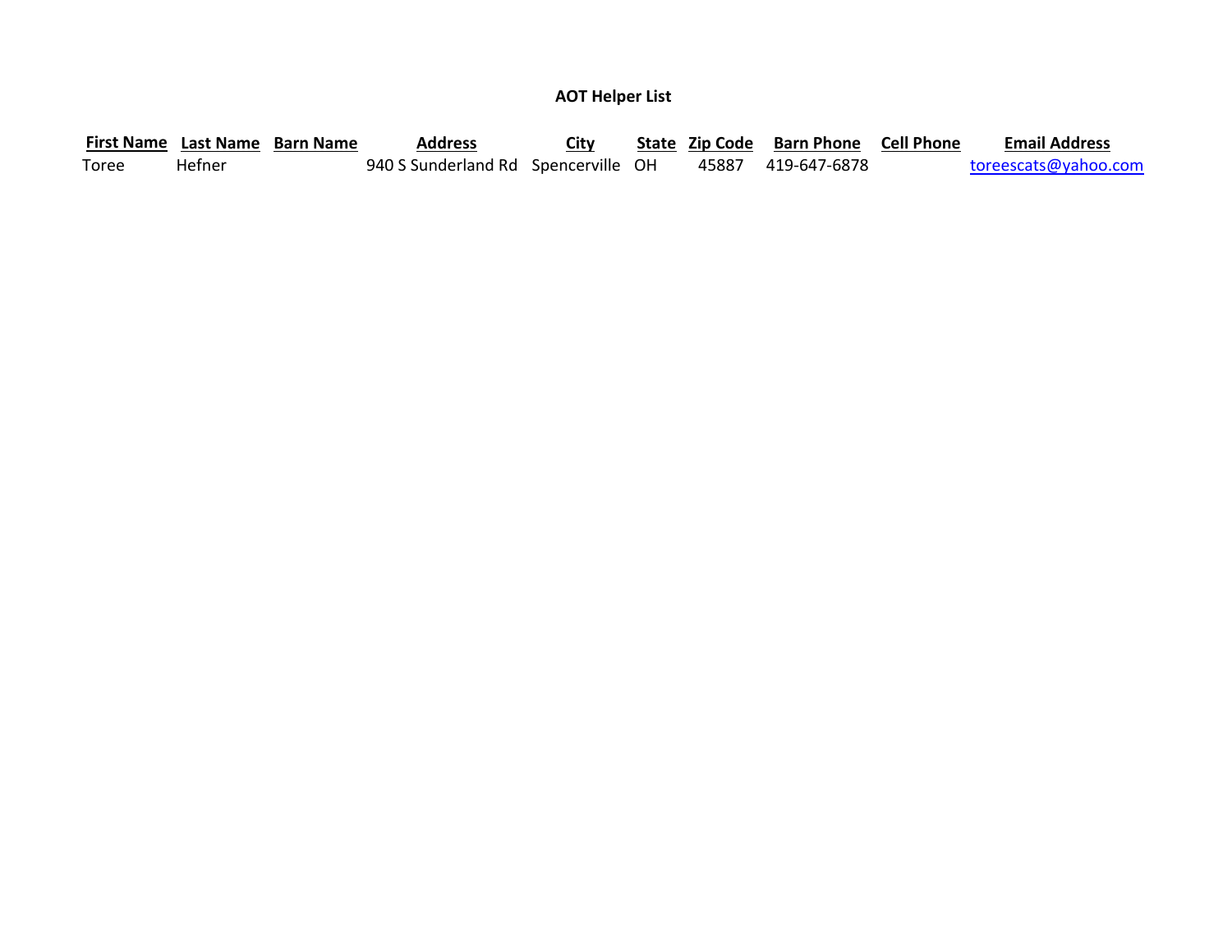**AOT Helper List**

| First Name | Last Name | Barn Name | Address | City | State | Zip Code | Barn Phone | Cell Phone | Email Address |
|---|---|---|---|---|---|---|---|---|---|
| Toree | Hefner | | 940 S Sunderland Rd | Spencerville | OH | 45887 | 419-647-6878 | | toreescats@yahoo.com |